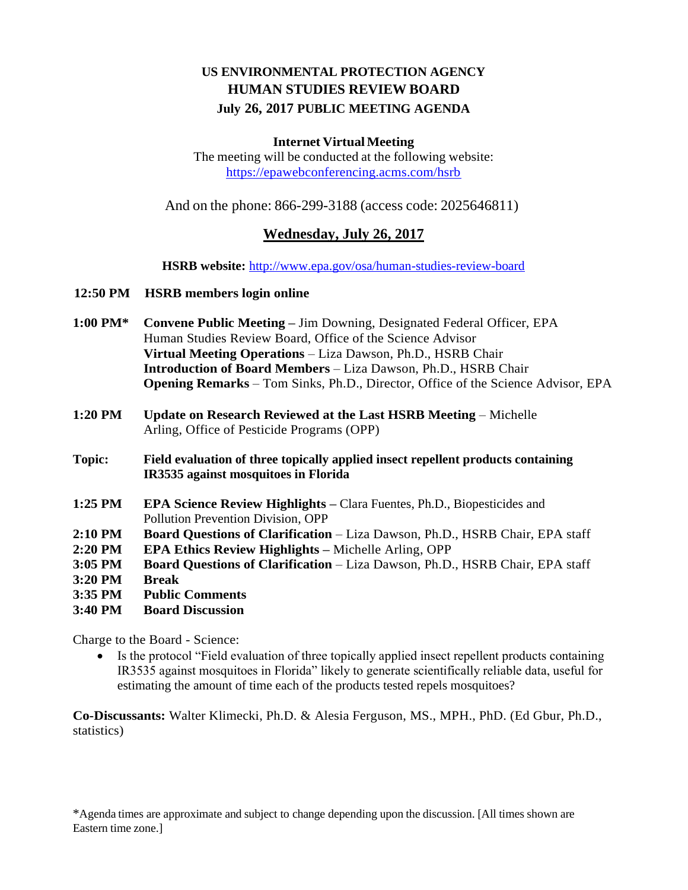# US ENVIRONMENTAL PROTECTION AGENCY
# HUMAN STUDIES REVIEW BOARD
## July 26, 2017 PUBLIC MEETING AGENDA

**Internet Virtual Meeting**

The meeting will be conducted at the following website:
https://epawebconferencing.acms.com/hsrb

And on the phone: 866-299-3188 (access code: 2025646811)

## Wednesday, July 26, 2017

**HSRB website:** http://www.epa.gov/osa/human-studies-review-board

**12:50 PM** **HSRB members login online**

**1:00 PM*** **Convene Public Meeting –** Jim Downing, Designated Federal Officer, EPA Human Studies Review Board, Office of the Science Advisor
**Virtual Meeting Operations** – Liza Dawson, Ph.D., HSRB Chair
**Introduction of Board Members** – Liza Dawson, Ph.D., HSRB Chair
**Opening Remarks** – Tom Sinks, Ph.D., Director, Office of the Science Advisor, EPA

**1:20 PM** **Update on Research Reviewed at the Last HSRB Meeting** – Michelle Arling, Office of Pesticide Programs (OPP)

**Topic:** **Field evaluation of three topically applied insect repellent products containing IR3535 against mosquitoes in Florida**

**1:25 PM** **EPA Science Review Highlights –** Clara Fuentes, Ph.D., Biopesticides and Pollution Prevention Division, OPP
**2:10 PM** **Board Questions of Clarification** – Liza Dawson, Ph.D., HSRB Chair, EPA staff
**2:20 PM** **EPA Ethics Review Highlights –** Michelle Arling, OPP
**3:05 PM** **Board Questions of Clarification** – Liza Dawson, Ph.D., HSRB Chair, EPA staff
**3:20 PM** **Break**
**3:35 PM** **Public Comments**
**3:40 PM** **Board Discussion**

Charge to the Board - Science:

- Is the protocol "Field evaluation of three topically applied insect repellent products containing IR3535 against mosquitoes in Florida" likely to generate scientifically reliable data, useful for estimating the amount of time each of the products tested repels mosquitoes?

**Co-Discussants:** Walter Klimecki, Ph.D. & Alesia Ferguson, MS., MPH., PhD. (Ed Gbur, Ph.D., statistics)

*Agenda times are approximate and subject to change depending upon the discussion. [All times shown are Eastern time zone.]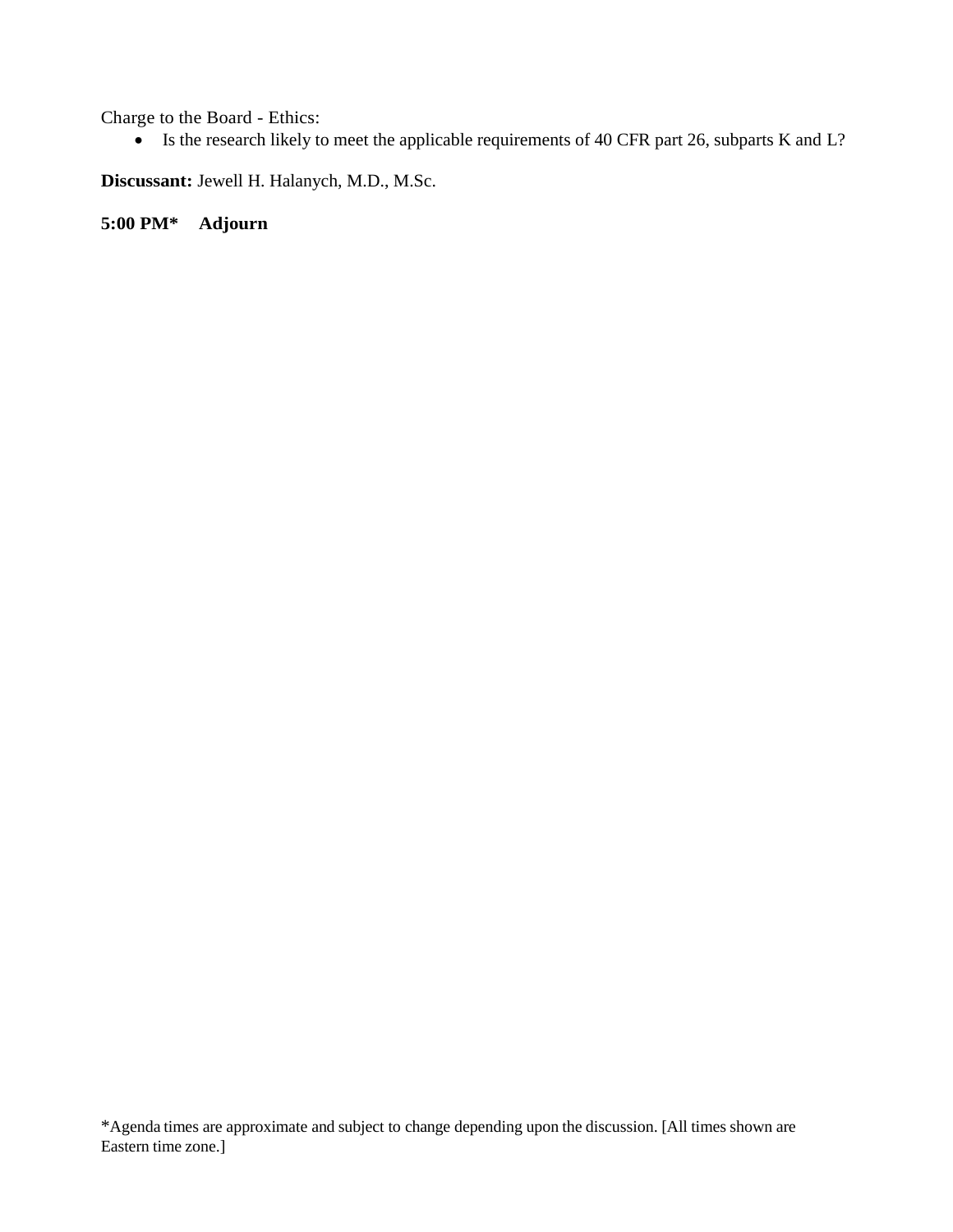Charge to the Board - Ethics:

- Is the research likely to meet the applicable requirements of 40 CFR part 26, subparts K and L?

**Discussant:** Jewell H. Halanych, M.D., M.Sc.

**5:00 PM* Adjourn**

*Agenda times are approximate and subject to change depending upon the discussion. [All times shown are Eastern time zone.]